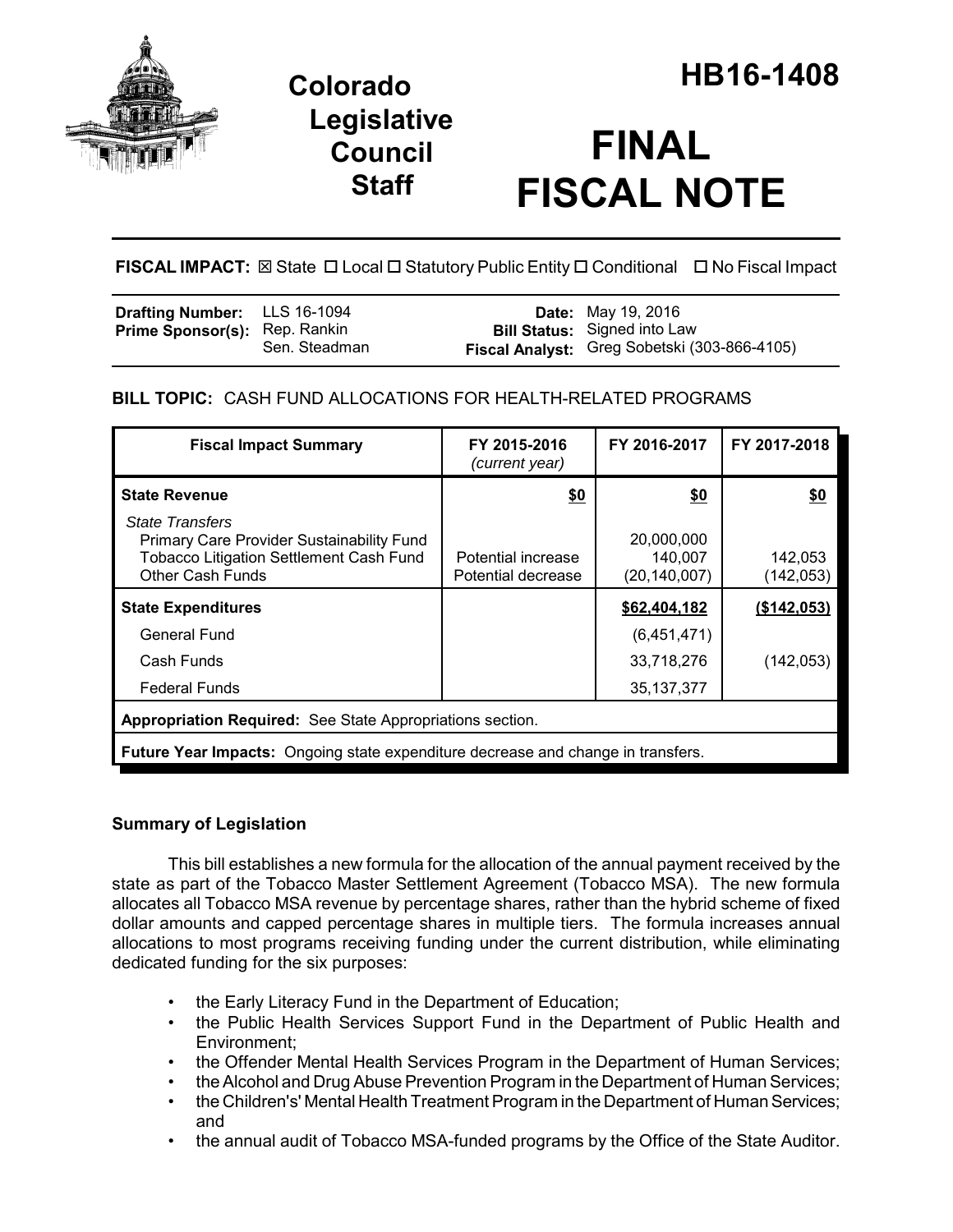# Colorado Legislative Council Staff

# HB16-1408

# FINAL FISCAL NOTE

**FISCAL IMPACT:** ☒ State ☐ Local ☐ Statutory Public Entity ☐ Conditional ☐ No Fiscal Impact

| | | | |
|---|---|---|---|
| **Drafting Number:** | LLS 16-1094 | **Date:** | May 19, 2016 |
| **Prime Sponsor(s):** | Rep. Rankin<br>Sen. Steadman | **Bill Status:** | Signed into Law |
| | | **Fiscal Analyst:** | Greg Sobetski (303-866-4105) |

**BILL TOPIC:** CASH FUND ALLOCATIONS FOR HEALTH-RELATED PROGRAMS

| Fiscal Impact Summary | FY 2015-2016 *(current year)* | FY 2016-2017 | FY 2017-2018 |
|---|---|---|---|
| **State Revenue** | **$0** | **$0** | **$0** |
| *State Transfers* | | | |
| Primary Care Provider Sustainability Fund | | 20,000,000 | |
| Tobacco Litigation Settlement Cash Fund | Potential increase | 140,007 | 142,053 |
| Other Cash Funds | Potential decrease | (20,140,007) | (142,053) |
| **State Expenditures** | | **$62,404,182** | **($142,053)** |
| General Fund | | (6,451,471) | |
| Cash Funds | | 33,718,276 | (142,053) |
| Federal Funds | | 35,137,377 | |
| **Appropriation Required:** See State Appropriations section. | | | |
| **Future Year Impacts:** Ongoing state expenditure decrease and change in transfers. | | | |

## Summary of Legislation

This bill establishes a new formula for the allocation of the annual payment received by the state as part of the Tobacco Master Settlement Agreement (Tobacco MSA). The new formula allocates all Tobacco MSA revenue by percentage shares, rather than the hybrid scheme of fixed dollar amounts and capped percentage shares in multiple tiers. The formula increases annual allocations to most programs receiving funding under the current distribution, while eliminating dedicated funding for the six purposes:

- the Early Literacy Fund in the Department of Education;
- the Public Health Services Support Fund in the Department of Public Health and Environment;
- the Offender Mental Health Services Program in the Department of Human Services;
- the Alcohol and Drug Abuse Prevention Program in the Department of Human Services;
- the Children's' Mental Health Treatment Program in the Department of Human Services; and
- the annual audit of Tobacco MSA-funded programs by the Office of the State Auditor.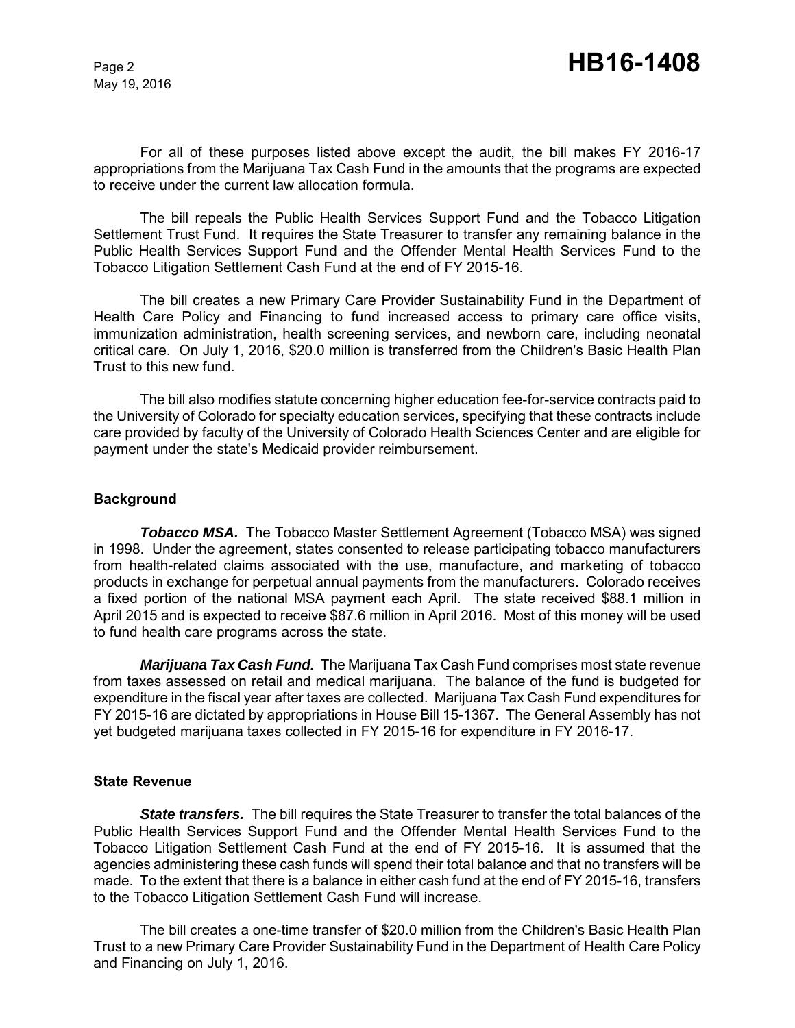For all of these purposes listed above except the audit, the bill makes FY 2016-17 appropriations from the Marijuana Tax Cash Fund in the amounts that the programs are expected to receive under the current law allocation formula.

The bill repeals the Public Health Services Support Fund and the Tobacco Litigation Settlement Trust Fund. It requires the State Treasurer to transfer any remaining balance in the Public Health Services Support Fund and the Offender Mental Health Services Fund to the Tobacco Litigation Settlement Cash Fund at the end of FY 2015-16.

The bill creates a new Primary Care Provider Sustainability Fund in the Department of Health Care Policy and Financing to fund increased access to primary care office visits, immunization administration, health screening services, and newborn care, including neonatal critical care. On July 1, 2016, $20.0 million is transferred from the Children's Basic Health Plan Trust to this new fund.

The bill also modifies statute concerning higher education fee-for-service contracts paid to the University of Colorado for specialty education services, specifying that these contracts include care provided by faculty of the University of Colorado Health Sciences Center and are eligible for payment under the state's Medicaid provider reimbursement.

## Background

***Tobacco MSA.*** The Tobacco Master Settlement Agreement (Tobacco MSA) was signed in 1998. Under the agreement, states consented to release participating tobacco manufacturers from health-related claims associated with the use, manufacture, and marketing of tobacco products in exchange for perpetual annual payments from the manufacturers. Colorado receives a fixed portion of the national MSA payment each April. The state received $88.1 million in April 2015 and is expected to receive $87.6 million in April 2016. Most of this money will be used to fund health care programs across the state.

***Marijuana Tax Cash Fund.*** The Marijuana Tax Cash Fund comprises most state revenue from taxes assessed on retail and medical marijuana. The balance of the fund is budgeted for expenditure in the fiscal year after taxes are collected. Marijuana Tax Cash Fund expenditures for FY 2015-16 are dictated by appropriations in House Bill 15-1367. The General Assembly has not yet budgeted marijuana taxes collected in FY 2015-16 for expenditure in FY 2016-17.

## State Revenue

***State transfers.*** The bill requires the State Treasurer to transfer the total balances of the Public Health Services Support Fund and the Offender Mental Health Services Fund to the Tobacco Litigation Settlement Cash Fund at the end of FY 2015-16. It is assumed that the agencies administering these cash funds will spend their total balance and that no transfers will be made. To the extent that there is a balance in either cash fund at the end of FY 2015-16, transfers to the Tobacco Litigation Settlement Cash Fund will increase.

The bill creates a one-time transfer of $20.0 million from the Children's Basic Health Plan Trust to a new Primary Care Provider Sustainability Fund in the Department of Health Care Policy and Financing on July 1, 2016.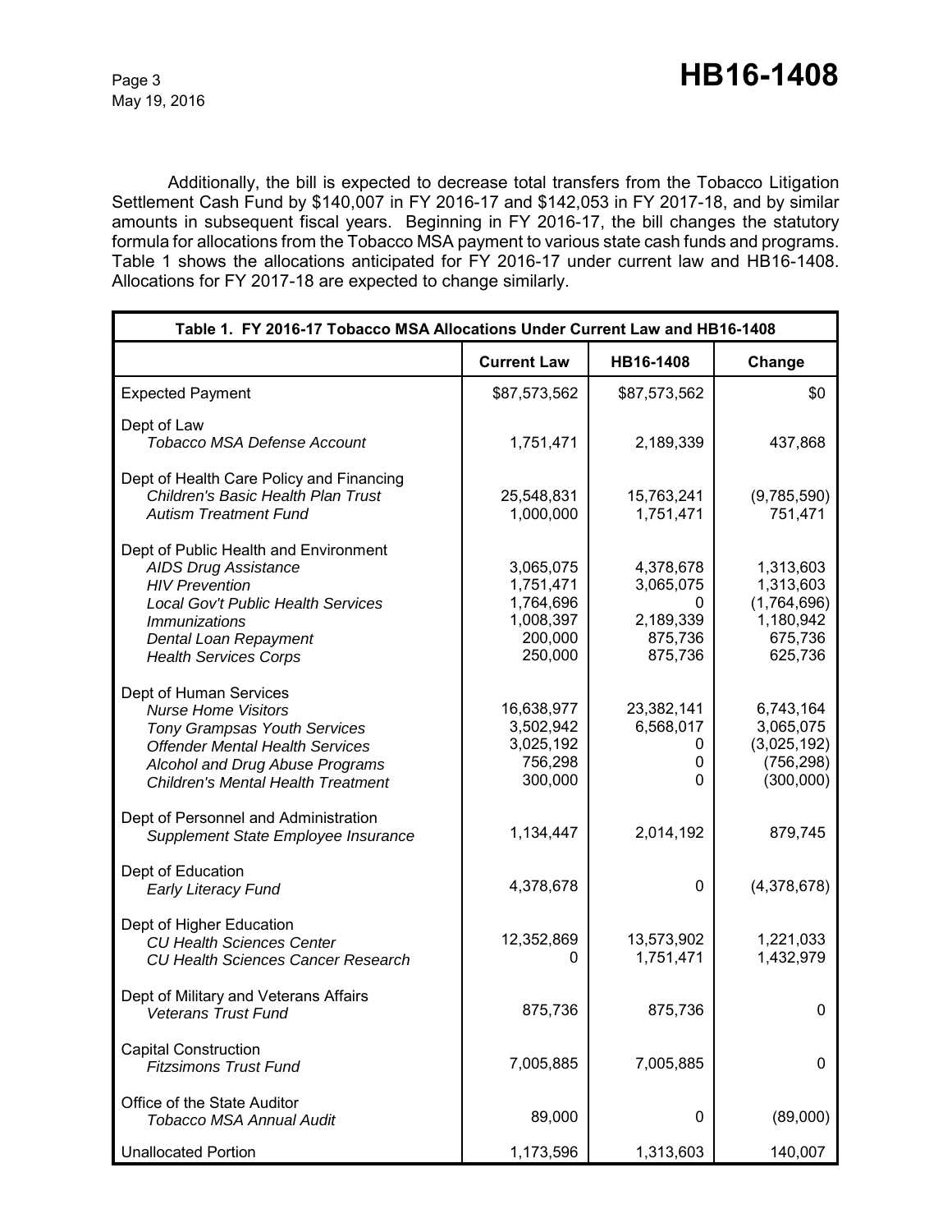Additionally, the bill is expected to decrease total transfers from the Tobacco Litigation Settlement Cash Fund by $140,007 in FY 2016-17 and $142,053 in FY 2017-18, and by similar amounts in subsequent fiscal years. Beginning in FY 2016-17, the bill changes the statutory formula for allocations from the Tobacco MSA payment to various state cash funds and programs. Table 1 shows the allocations anticipated for FY 2016-17 under current law and HB16-1408. Allocations for FY 2017-18 are expected to change similarly.

| Table 1. FY 2016-17 Tobacco MSA Allocations Under Current Law and HB16-1408 | | | |
|---|---|---|---|
| | **Current Law** | **HB16-1408** | **Change** |
| Expected Payment | $87,573,562 | $87,573,562 | $0 |
| Dept of Law | | | |
| *Tobacco MSA Defense Account* | 1,751,471 | 2,189,339 | 437,868 |
| Dept of Health Care Policy and Financing | | | |
| *Children's Basic Health Plan Trust* | 25,548,831 | 15,763,241 | (9,785,590) |
| *Autism Treatment Fund* | 1,000,000 | 1,751,471 | 751,471 |
| Dept of Public Health and Environment | | | |
| *AIDS Drug Assistance* | 3,065,075 | 4,378,678 | 1,313,603 |
| *HIV Prevention* | 1,751,471 | 3,065,075 | 1,313,603 |
| *Local Gov't Public Health Services* | 1,764,696 | 0 | (1,764,696) |
| *Immunizations* | 1,008,397 | 2,189,339 | 1,180,942 |
| *Dental Loan Repayment* | 200,000 | 875,736 | 675,736 |
| *Health Services Corps* | 250,000 | 875,736 | 625,736 |
| Dept of Human Services | | | |
| *Nurse Home Visitors* | 16,638,977 | 23,382,141 | 6,743,164 |
| *Tony Grampsas Youth Services* | 3,502,942 | 6,568,017 | 3,065,075 |
| *Offender Mental Health Services* | 3,025,192 | 0 | (3,025,192) |
| *Alcohol and Drug Abuse Programs* | 756,298 | 0 | (756,298) |
| *Children's Mental Health Treatment* | 300,000 | 0 | (300,000) |
| Dept of Personnel and Administration | | | |
| *Supplement State Employee Insurance* | 1,134,447 | 2,014,192 | 879,745 |
| Dept of Education | | | |
| *Early Literacy Fund* | 4,378,678 | 0 | (4,378,678) |
| Dept of Higher Education | | | |
| *CU Health Sciences Center* | 12,352,869 | 13,573,902 | 1,221,033 |
| *CU Health Sciences Cancer Research* | 0 | 1,751,471 | 1,432,979 |
| Dept of Military and Veterans Affairs | | | |
| *Veterans Trust Fund* | 875,736 | 875,736 | 0 |
| Capital Construction | | | |
| *Fitzsimons Trust Fund* | 7,005,885 | 7,005,885 | 0 |
| Office of the State Auditor | | | |
| *Tobacco MSA Annual Audit* | 89,000 | 0 | (89,000) |
| Unallocated Portion | 1,173,596 | 1,313,603 | 140,007 |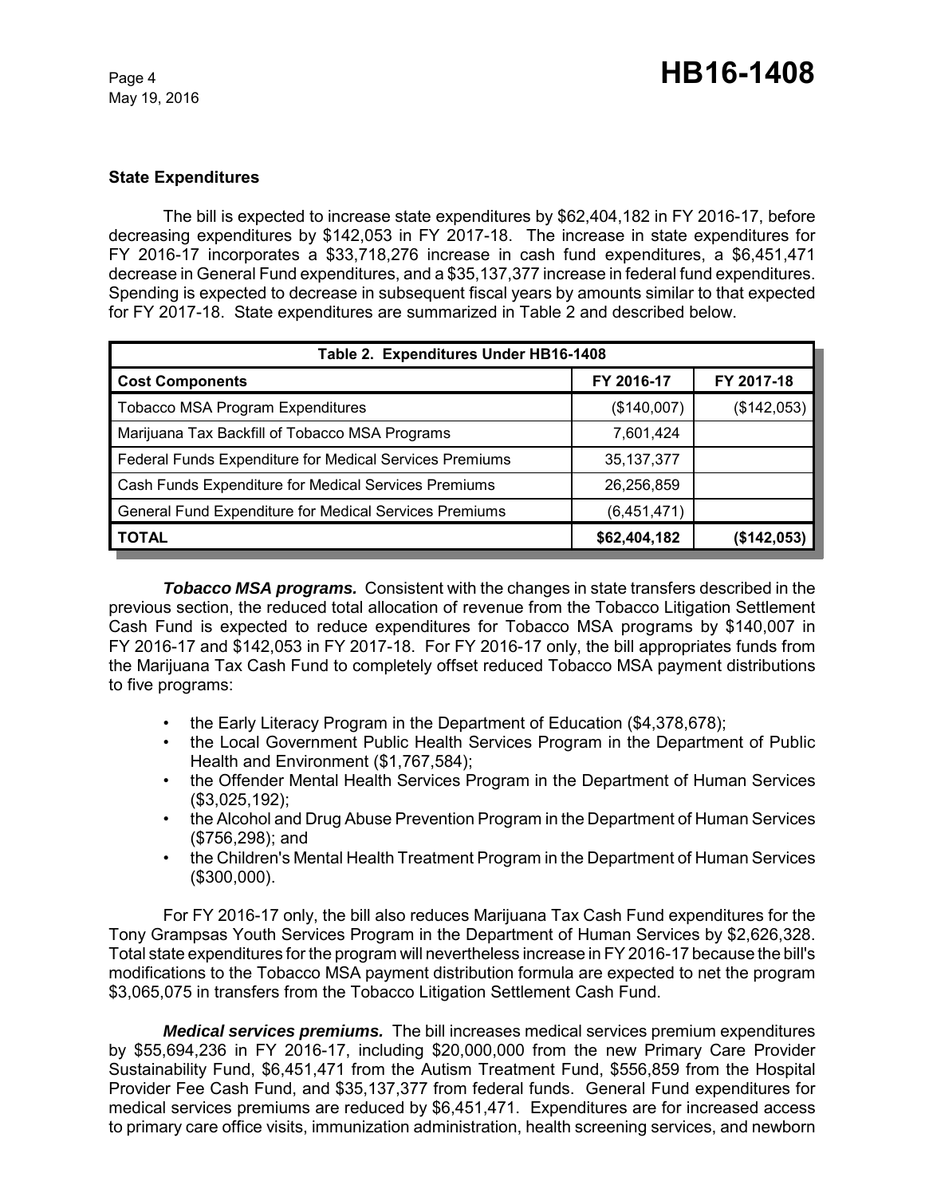**State Expenditures**

The bill is expected to increase state expenditures by $62,404,182 in FY 2016-17, before decreasing expenditures by $142,053 in FY 2017-18. The increase in state expenditures for FY 2016-17 incorporates a $33,718,276 increase in cash fund expenditures, a $6,451,471 decrease in General Fund expenditures, and a $35,137,377 increase in federal fund expenditures. Spending is expected to decrease in subsequent fiscal years by amounts similar to that expected for FY 2017-18. State expenditures are summarized in Table 2 and described below.

| Table 2. Expenditures Under HB16-1408 | | |
|---|---|---|
| **Cost Components** | **FY 2016-17** | **FY 2017-18** |
| Tobacco MSA Program Expenditures | ($140,007) | ($142,053) |
| Marijuana Tax Backfill of Tobacco MSA Programs | 7,601,424 | |
| Federal Funds Expenditure for Medical Services Premiums | 35,137,377 | |
| Cash Funds Expenditure for Medical Services Premiums | 26,256,859 | |
| General Fund Expenditure for Medical Services Premiums | (6,451,471) | |
| **TOTAL** | **$62,404,182** | **($142,053)** |

***Tobacco MSA programs.*** Consistent with the changes in state transfers described in the previous section, the reduced total allocation of revenue from the Tobacco Litigation Settlement Cash Fund is expected to reduce expenditures for Tobacco MSA programs by $140,007 in FY 2016-17 and $142,053 in FY 2017-18. For FY 2016-17 only, the bill appropriates funds from the Marijuana Tax Cash Fund to completely offset reduced Tobacco MSA payment distributions to five programs:

- the Early Literacy Program in the Department of Education ($4,378,678);
- the Local Government Public Health Services Program in the Department of Public Health and Environment ($1,767,584);
- the Offender Mental Health Services Program in the Department of Human Services ($3,025,192);
- the Alcohol and Drug Abuse Prevention Program in the Department of Human Services ($756,298); and
- the Children's Mental Health Treatment Program in the Department of Human Services ($300,000).

For FY 2016-17 only, the bill also reduces Marijuana Tax Cash Fund expenditures for the Tony Grampsas Youth Services Program in the Department of Human Services by $2,626,328. Total state expenditures for the program will nevertheless increase in FY 2016-17 because the bill's modifications to the Tobacco MSA payment distribution formula are expected to net the program $3,065,075 in transfers from the Tobacco Litigation Settlement Cash Fund.

***Medical services premiums.*** The bill increases medical services premium expenditures by $55,694,236 in FY 2016-17, including $20,000,000 from the new Primary Care Provider Sustainability Fund, $6,451,471 from the Autism Treatment Fund, $556,859 from the Hospital Provider Fee Cash Fund, and $35,137,377 from federal funds. General Fund expenditures for medical services premiums are reduced by $6,451,471. Expenditures are for increased access to primary care office visits, immunization administration, health screening services, and newborn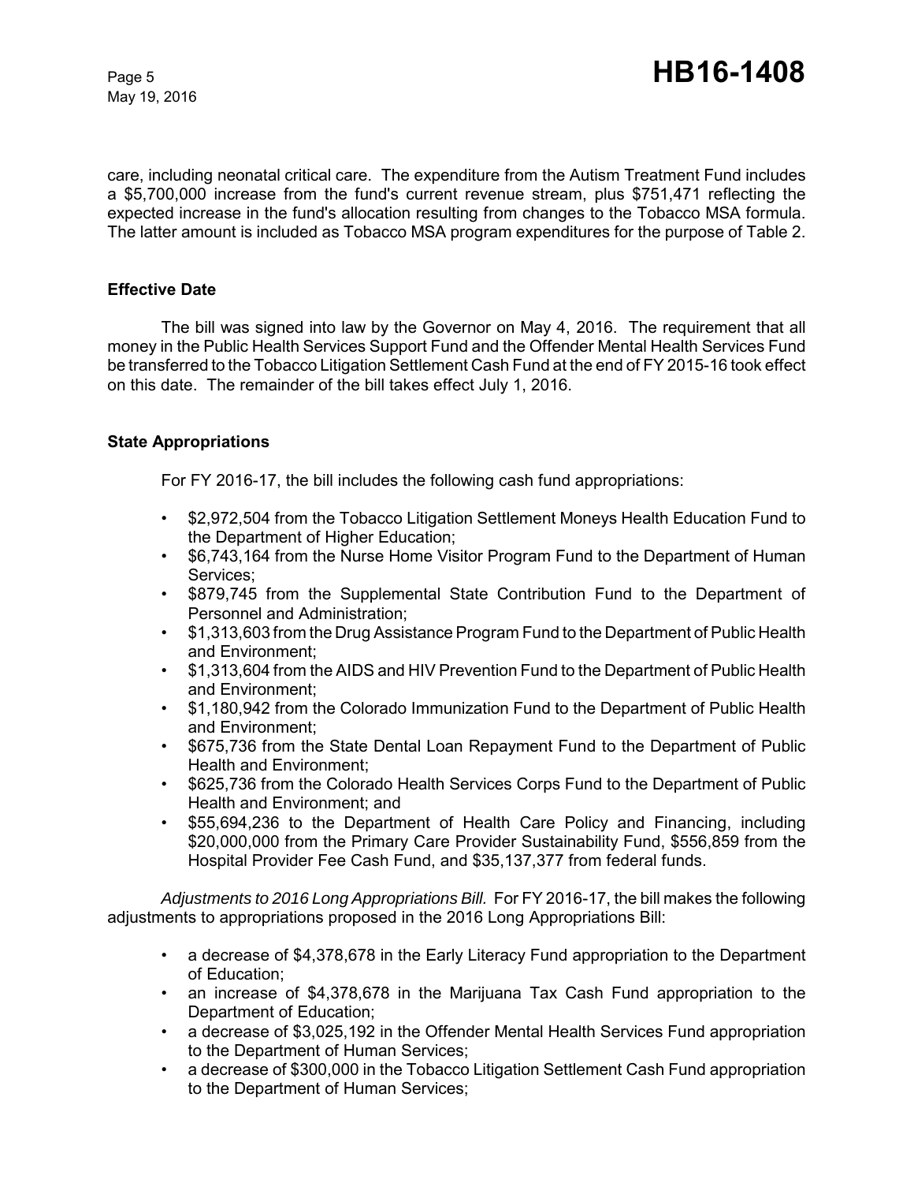care, including neonatal critical care. The expenditure from the Autism Treatment Fund includes a $5,700,000 increase from the fund's current revenue stream, plus $751,471 reflecting the expected increase in the fund's allocation resulting from changes to the Tobacco MSA formula. The latter amount is included as Tobacco MSA program expenditures for the purpose of Table 2.

### Effective Date

The bill was signed into law by the Governor on May 4, 2016. The requirement that all money in the Public Health Services Support Fund and the Offender Mental Health Services Fund be transferred to the Tobacco Litigation Settlement Cash Fund at the end of FY 2015-16 took effect on this date. The remainder of the bill takes effect July 1, 2016.

### State Appropriations

For FY 2016-17, the bill includes the following cash fund appropriations:

- $2,972,504 from the Tobacco Litigation Settlement Moneys Health Education Fund to the Department of Higher Education;
- $6,743,164 from the Nurse Home Visitor Program Fund to the Department of Human Services;
- $879,745 from the Supplemental State Contribution Fund to the Department of Personnel and Administration;
- $1,313,603 from the Drug Assistance Program Fund to the Department of Public Health and Environment;
- $1,313,604 from the AIDS and HIV Prevention Fund to the Department of Public Health and Environment;
- $1,180,942 from the Colorado Immunization Fund to the Department of Public Health and Environment;
- $675,736 from the State Dental Loan Repayment Fund to the Department of Public Health and Environment;
- $625,736 from the Colorado Health Services Corps Fund to the Department of Public Health and Environment; and
- $55,694,236 to the Department of Health Care Policy and Financing, including $20,000,000 from the Primary Care Provider Sustainability Fund, $556,859 from the Hospital Provider Fee Cash Fund, and $35,137,377 from federal funds.

*Adjustments to 2016 Long Appropriations Bill.* For FY 2016-17, the bill makes the following adjustments to appropriations proposed in the 2016 Long Appropriations Bill:

- a decrease of $4,378,678 in the Early Literacy Fund appropriation to the Department of Education;
- an increase of $4,378,678 in the Marijuana Tax Cash Fund appropriation to the Department of Education;
- a decrease of $3,025,192 in the Offender Mental Health Services Fund appropriation to the Department of Human Services;
- a decrease of $300,000 in the Tobacco Litigation Settlement Cash Fund appropriation to the Department of Human Services;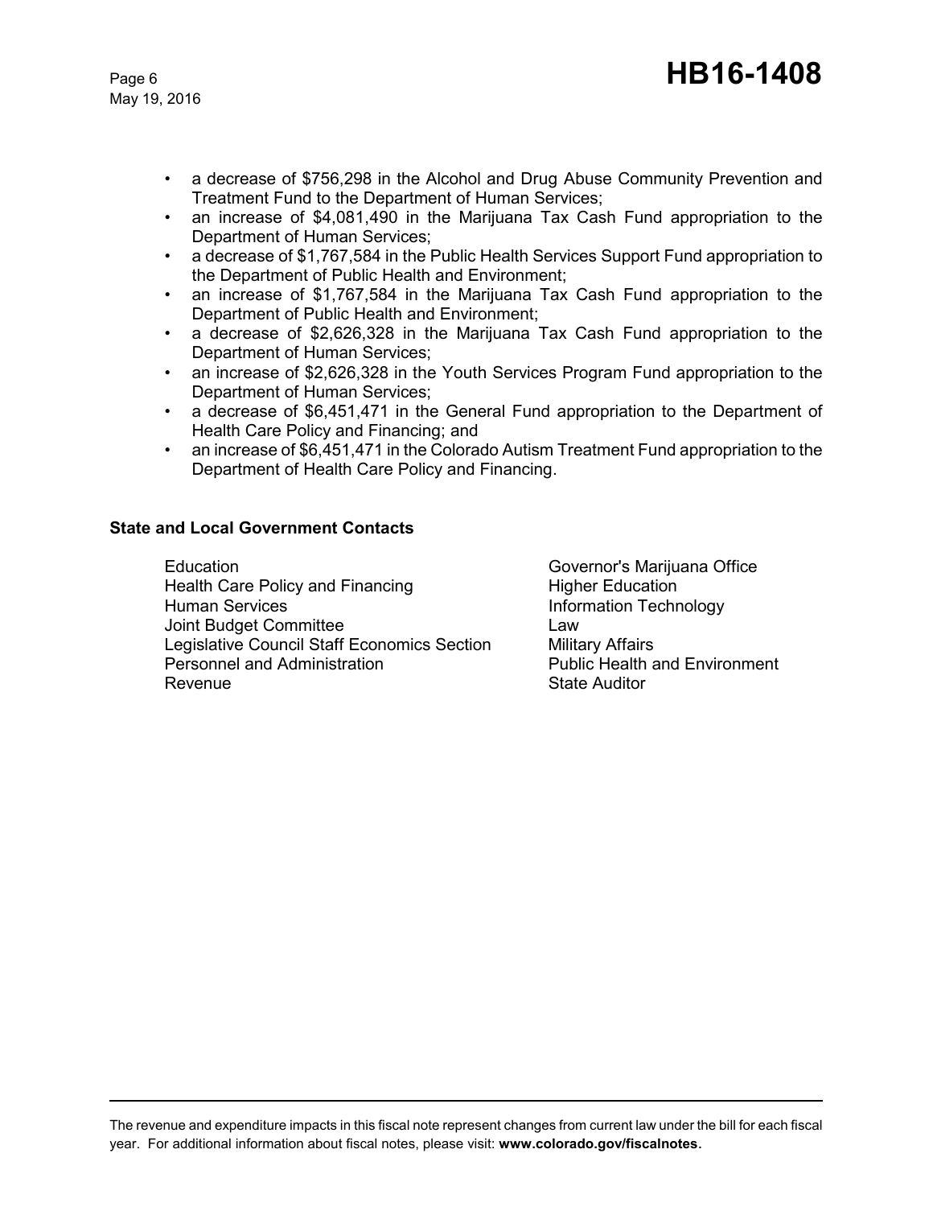- a decrease of $756,298 in the Alcohol and Drug Abuse Community Prevention and Treatment Fund to the Department of Human Services;
- an increase of $4,081,490 in the Marijuana Tax Cash Fund appropriation to the Department of Human Services;
- a decrease of $1,767,584 in the Public Health Services Support Fund appropriation to the Department of Public Health and Environment;
- an increase of $1,767,584 in the Marijuana Tax Cash Fund appropriation to the Department of Public Health and Environment;
- a decrease of $2,626,328 in the Marijuana Tax Cash Fund appropriation to the Department of Human Services;
- an increase of $2,626,328 in the Youth Services Program Fund appropriation to the Department of Human Services;
- a decrease of $6,451,471 in the General Fund appropriation to the Department of Health Care Policy and Financing; and
- an increase of $6,451,471 in the Colorado Autism Treatment Fund appropriation to the Department of Health Care Policy and Financing.

**State and Local Government Contacts**

Education
Health Care Policy and Financing
Human Services
Joint Budget Committee
Legislative Council Staff Economics Section
Personnel and Administration
Revenue
Governor's Marijuana Office
Higher Education
Information Technology
Law
Military Affairs
Public Health and Environment
State Auditor

The revenue and expenditure impacts in this fiscal note represent changes from current law under the bill for each fiscal year. For additional information about fiscal notes, please visit: **www.colorado.gov/fiscalnotes.**